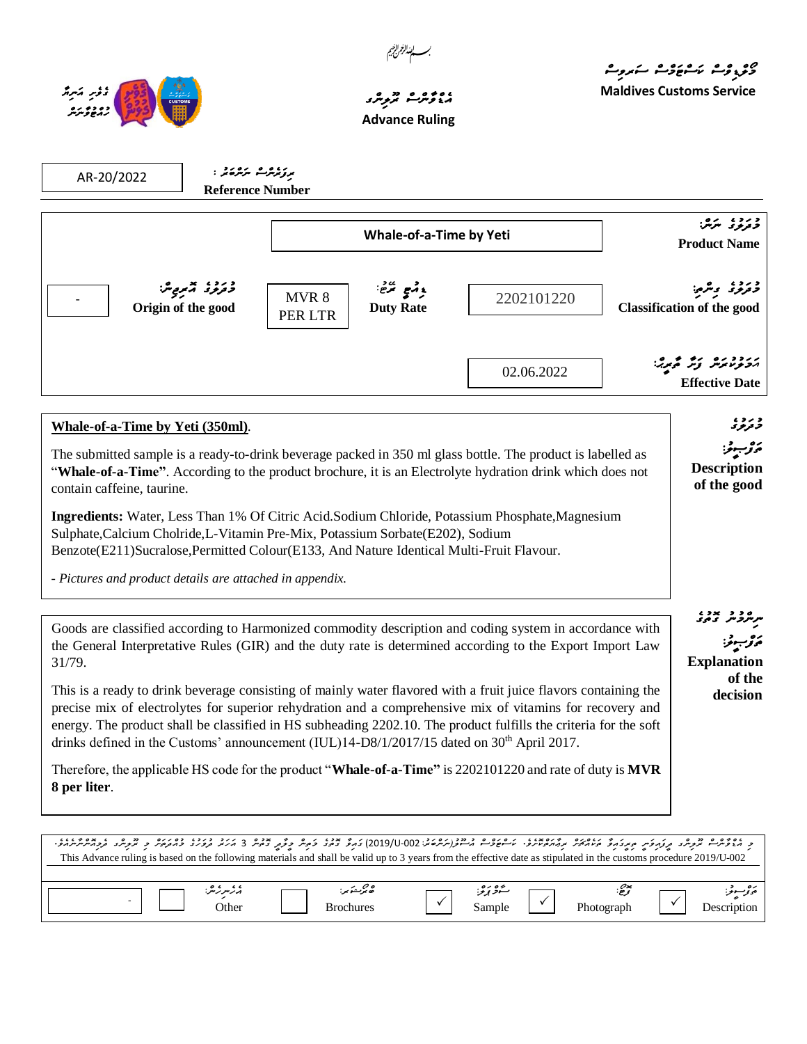بسم الله الرحمن الرحيم

Maldives Customs Service

# Advance Ruling

**Reference Number:** AR-20/2022

| | |
|---|---|
| **Product Name** | Whale-of-a-Time by Yeti |
| **Classification of the good** | 2202101220 |
| **Duty Rate** | MVR 8 PER LTR |
| **Origin of the good** | - |
| **Effective Date** | 02.06.2022 |

## Description of the good

**Whale-of-a-Time by Yeti (350ml)**.

The submitted sample is a ready-to-drink beverage packed in 350 ml glass bottle. The product is labelled as "**Whale-of-a-Time**". According to the product brochure, it is an Electrolyte hydration drink which does not contain caffeine, taurine.

**Ingredients:** Water, Less Than 1% Of Citric Acid.Sodium Chloride, Potassium Phosphate,Magnesium Sulphate,Calcium Cholride,L-Vitamin Pre-Mix, Potassium Sorbate(E202), Sodium Benzote(E211)Sucralose,Permitted Colour(E133, And Nature Identical Multi-Fruit Flavour.

*- Pictures and product details are attached in appendix.*

## Explanation of the decision

Goods are classified according to Harmonized commodity description and coding system in accordance with the General Interpretative Rules (GIR) and the duty rate is determined according to the Export Import Law 31/79.

This is a ready to drink beverage consisting of mainly water flavored with a fruit juice flavors containing the precise mix of electrolytes for superior rehydration and a comprehensive mix of vitamins for recovery and energy. The product shall be classified in HS subheading 2202.10. The product fulfills the criteria for the soft drinks defined in the Customs' announcement (IUL)14-D8/1/2017/15 dated on 30th April 2017.

Therefore, the applicable HS code for the product "**Whale-of-a-Time"** is 2202101220 and rate of duty is **MVR 8 per liter**.

This Advance ruling is based on the following materials and shall be valid up to 3 years from the effective date as stipulated in the customs procedure 2019/U-002

| Description | Photograph | Sample | Brochures | Other | |
|---|---|---|---|---|---|
| ✓ | ✓ | ✓ | | | - |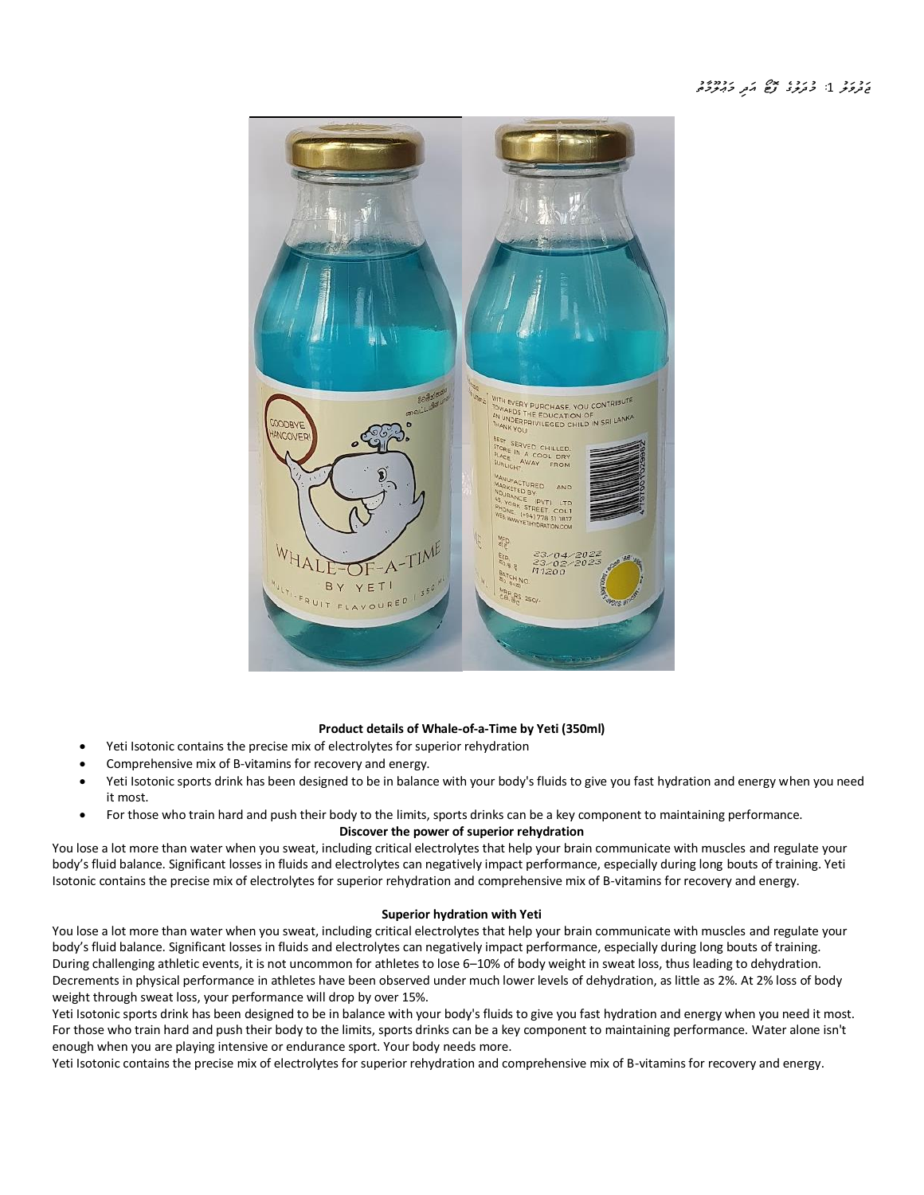ޖަދުވަލު 1: މުދަލުގެ ފޮޓޯ އަދި މަޢުލޫމާތު

**Product details of Whale-of-a-Time by Yeti (350ml)**

- Yeti Isotonic contains the precise mix of electrolytes for superior rehydration
- Comprehensive mix of B-vitamins for recovery and energy.
- Yeti Isotonic sports drink has been designed to be in balance with your body's fluids to give you fast hydration and energy when you need it most.
- For those who train hard and push their body to the limits, sports drinks can be a key component to maintaining performance.

**Discover the power of superior rehydration**

You lose a lot more than water when you sweat, including critical electrolytes that help your brain communicate with muscles and regulate your body's fluid balance. Significant losses in fluids and electrolytes can negatively impact performance, especially during long bouts of training. Yeti Isotonic contains the precise mix of electrolytes for superior rehydration and comprehensive mix of B-vitamins for recovery and energy.

**Superior hydration with Yeti**

You lose a lot more than water when you sweat, including critical electrolytes that help your brain communicate with muscles and regulate your body's fluid balance. Significant losses in fluids and electrolytes can negatively impact performance, especially during long bouts of training. During challenging athletic events, it is not uncommon for athletes to lose 6–10% of body weight in sweat loss, thus leading to dehydration. Decrements in physical performance in athletes have been observed under much lower levels of dehydration, as little as 2%. At 2% loss of body weight through sweat loss, your performance will drop by over 15%.

Yeti Isotonic sports drink has been designed to be in balance with your body's fluids to give you fast hydration and energy when you need it most. For those who train hard and push their body to the limits, sports drinks can be a key component to maintaining performance. Water alone isn't enough when you are playing intensive or endurance sport. Your body needs more.

Yeti Isotonic contains the precise mix of electrolytes for superior rehydration and comprehensive mix of B-vitamins for recovery and energy.